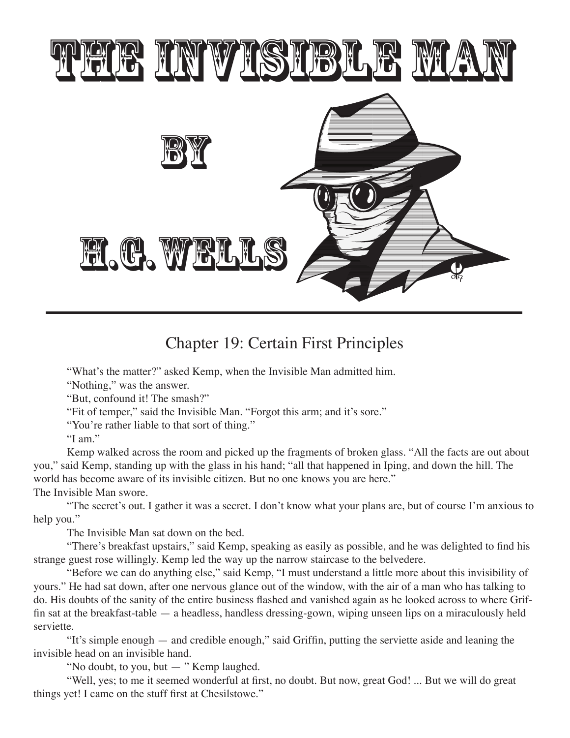# THE INVISIBLE MAN

# BY

# H.G. WELLS

## Chapter 19: Certain First Principles

"What's the matter?" asked Kemp, when the Invisible Man admitted him.

"Nothing," was the answer.

"But, confound it! The smash?"

"Fit of temper," said the Invisible Man. "Forgot this arm; and it's sore."

"You're rather liable to that sort of thing."

"I am."

Kemp walked across the room and picked up the fragments of broken glass. "All the facts are out about you," said Kemp, standing up with the glass in his hand; "all that happened in Iping, and down the hill. The world has become aware of its invisible citizen. But no one knows you are here."

The Invisible Man swore.

"The secret's out. I gather it was a secret. I don't know what your plans are, but of course I'm anxious to help you."

The Invisible Man sat down on the bed.

"There's breakfast upstairs," said Kemp, speaking as easily as possible, and he was delighted to find his strange guest rose willingly. Kemp led the way up the narrow staircase to the belvedere.

"Before we can do anything else," said Kemp, "I must understand a little more about this invisibility of yours." He had sat down, after one nervous glance out of the window, with the air of a man who has talking to do. His doubts of the sanity of the entire business flashed and vanished again as he looked across to where Griffin sat at the breakfast-table — a headless, handless dressing-gown, wiping unseen lips on a miraculously held serviette.

"It's simple enough — and credible enough," said Griffin, putting the serviette aside and leaning the invisible head on an invisible hand.

"No doubt, to you, but — " Kemp laughed.

"Well, yes; to me it seemed wonderful at first, no doubt. But now, great God! ... But we will do great things yet! I came on the stuff first at Chesilstowe."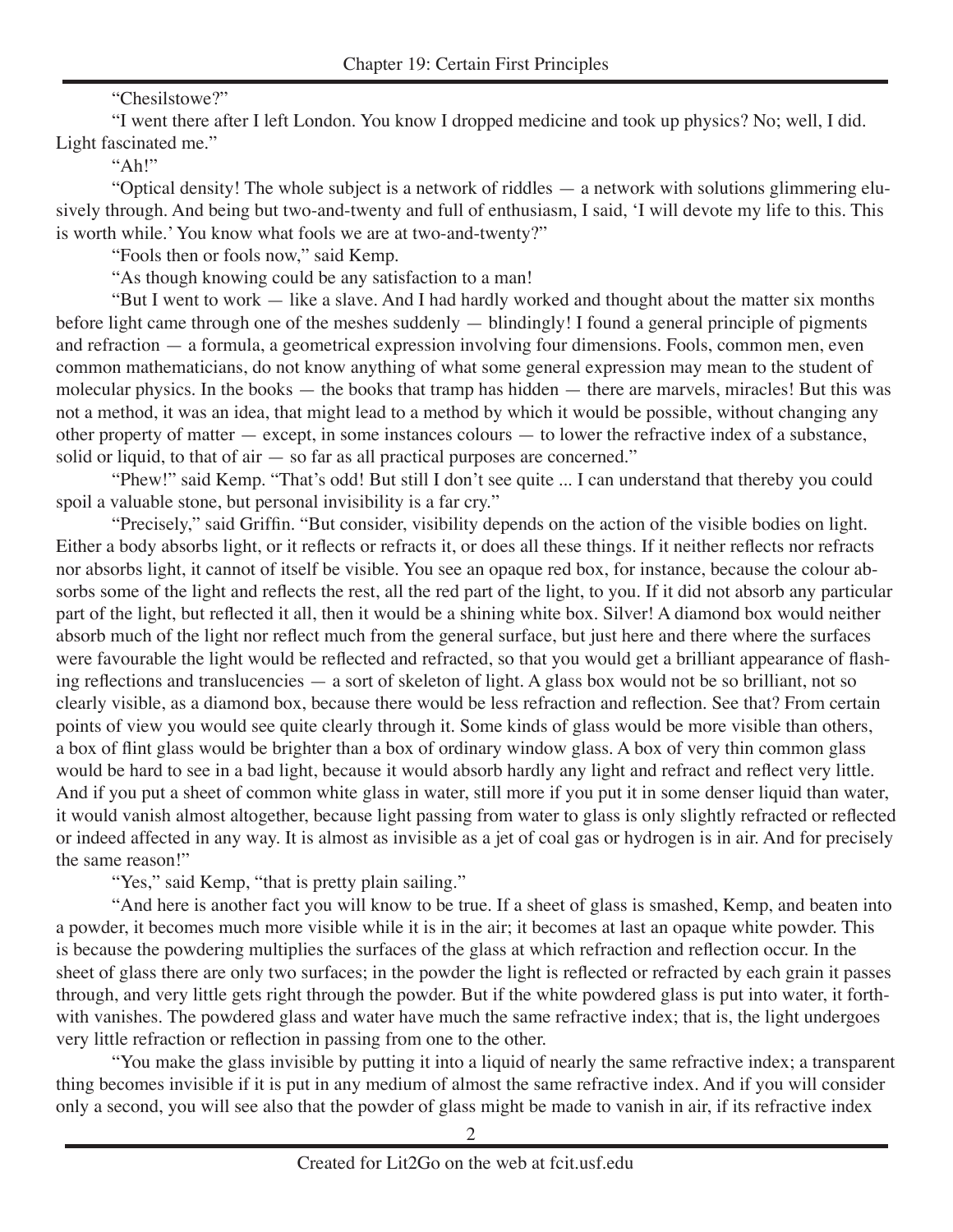"Chesilstowe?"

"I went there after I left London. You know I dropped medicine and took up physics? No; well, I did. Light fascinated me."

"Ah!"

"Optical density! The whole subject is a network of riddles — a network with solutions glimmering elusively through. And being but two-and-twenty and full of enthusiasm, I said, 'I will devote my life to this. This is worth while.' You know what fools we are at two-and-twenty?"

"Fools then or fools now," said Kemp.

"As though knowing could be any satisfaction to a man!

"But I went to work — like a slave. And I had hardly worked and thought about the matter six months before light came through one of the meshes suddenly — blindingly! I found a general principle of pigments and refraction — a formula, a geometrical expression involving four dimensions. Fools, common men, even common mathematicians, do not know anything of what some general expression may mean to the student of molecular physics. In the books — the books that tramp has hidden — there are marvels, miracles! But this was not a method, it was an idea, that might lead to a method by which it would be possible, without changing any other property of matter — except, in some instances colours — to lower the refractive index of a substance, solid or liquid, to that of air — so far as all practical purposes are concerned."

"Phew!" said Kemp. "That's odd! But still I don't see quite ... I can understand that thereby you could spoil a valuable stone, but personal invisibility is a far cry."

"Precisely," said Griffin. "But consider, visibility depends on the action of the visible bodies on light. Either a body absorbs light, or it reflects or refracts it, or does all these things. If it neither reflects nor refracts nor absorbs light, it cannot of itself be visible. You see an opaque red box, for instance, because the colour absorbs some of the light and reflects the rest, all the red part of the light, to you. If it did not absorb any particular part of the light, but reflected it all, then it would be a shining white box. Silver! A diamond box would neither absorb much of the light nor reflect much from the general surface, but just here and there where the surfaces were favourable the light would be reflected and refracted, so that you would get a brilliant appearance of flashing reflections and translucencies — a sort of skeleton of light. A glass box would not be so brilliant, not so clearly visible, as a diamond box, because there would be less refraction and reflection. See that? From certain points of view you would see quite clearly through it. Some kinds of glass would be more visible than others, a box of flint glass would be brighter than a box of ordinary window glass. A box of very thin common glass would be hard to see in a bad light, because it would absorb hardly any light and refract and reflect very little. And if you put a sheet of common white glass in water, still more if you put it in some denser liquid than water, it would vanish almost altogether, because light passing from water to glass is only slightly refracted or reflected or indeed affected in any way. It is almost as invisible as a jet of coal gas or hydrogen is in air. And for precisely the same reason!"

"Yes," said Kemp, "that is pretty plain sailing."

"And here is another fact you will know to be true. If a sheet of glass is smashed, Kemp, and beaten into a powder, it becomes much more visible while it is in the air; it becomes at last an opaque white powder. This is because the powdering multiplies the surfaces of the glass at which refraction and reflection occur. In the sheet of glass there are only two surfaces; in the powder the light is reflected or refracted by each grain it passes through, and very little gets right through the powder. But if the white powdered glass is put into water, it forthwith vanishes. The powdered glass and water have much the same refractive index; that is, the light undergoes very little refraction or reflection in passing from one to the other.

"You make the glass invisible by putting it into a liquid of nearly the same refractive index; a transparent thing becomes invisible if it is put in any medium of almost the same refractive index. And if you will consider only a second, you will see also that the powder of glass might be made to vanish in air, if its refractive index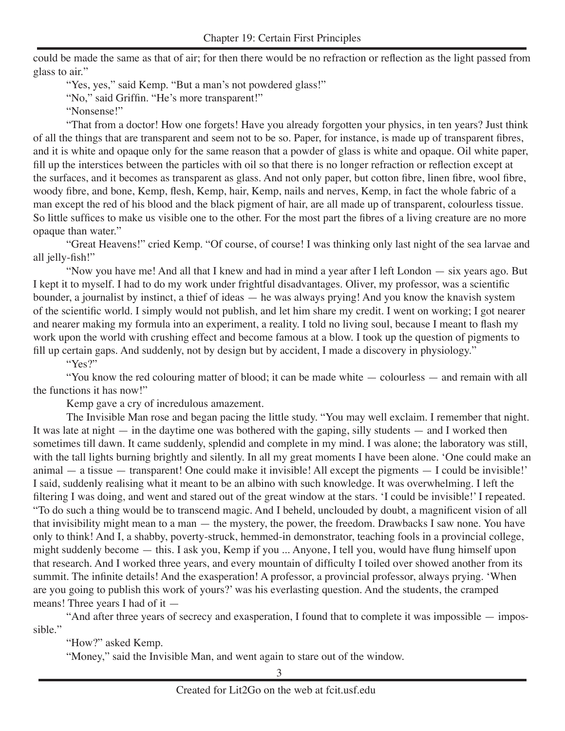could be made the same as that of air; for then there would be no refraction or reflection as the light passed from glass to air."

"Yes, yes," said Kemp. "But a man's not powdered glass!"

"No," said Griffin. "He's more transparent!"

"Nonsense!"

"That from a doctor! How one forgets! Have you already forgotten your physics, in ten years? Just think of all the things that are transparent and seem not to be so. Paper, for instance, is made up of transparent fibres, and it is white and opaque only for the same reason that a powder of glass is white and opaque. Oil white paper, fill up the interstices between the particles with oil so that there is no longer refraction or reflection except at the surfaces, and it becomes as transparent as glass. And not only paper, but cotton fibre, linen fibre, wool fibre, woody fibre, and bone, Kemp, flesh, Kemp, hair, Kemp, nails and nerves, Kemp, in fact the whole fabric of a man except the red of his blood and the black pigment of hair, are all made up of transparent, colourless tissue. So little suffices to make us visible one to the other. For the most part the fibres of a living creature are no more opaque than water."

"Great Heavens!" cried Kemp. "Of course, of course! I was thinking only last night of the sea larvae and all jelly-fish!"

"Now you have me! And all that I knew and had in mind a year after I left London — six years ago. But I kept it to myself. I had to do my work under frightful disadvantages. Oliver, my professor, was a scientific bounder, a journalist by instinct, a thief of ideas — he was always prying! And you know the knavish system of the scientific world. I simply would not publish, and let him share my credit. I went on working; I got nearer and nearer making my formula into an experiment, a reality. I told no living soul, because I meant to flash my work upon the world with crushing effect and become famous at a blow. I took up the question of pigments to fill up certain gaps. And suddenly, not by design but by accident, I made a discovery in physiology."

"Yes?"

"You know the red colouring matter of blood; it can be made white — colourless — and remain with all the functions it has now!"

Kemp gave a cry of incredulous amazement.

The Invisible Man rose and began pacing the little study. "You may well exclaim. I remember that night. It was late at night — in the daytime one was bothered with the gaping, silly students — and I worked then sometimes till dawn. It came suddenly, splendid and complete in my mind. I was alone; the laboratory was still, with the tall lights burning brightly and silently. In all my great moments I have been alone. 'One could make an animal — a tissue — transparent! One could make it invisible! All except the pigments — I could be invisible!' I said, suddenly realising what it meant to be an albino with such knowledge. It was overwhelming. I left the filtering I was doing, and went and stared out of the great window at the stars. 'I could be invisible!' I repeated.

"To do such a thing would be to transcend magic. And I beheld, unclouded by doubt, a magnificent vision of all that invisibility might mean to a man — the mystery, the power, the freedom. Drawbacks I saw none. You have only to think! And I, a shabby, poverty-struck, hemmed-in demonstrator, teaching fools in a provincial college, might suddenly become — this. I ask you, Kemp if you ... Anyone, I tell you, would have flung himself upon that research. And I worked three years, and every mountain of difficulty I toiled over showed another from its summit. The infinite details! And the exasperation! A professor, a provincial professor, always prying. 'When are you going to publish this work of yours?' was his everlasting question. And the students, the cramped means! Three years I had of it —

"And after three years of secrecy and exasperation, I found that to complete it was impossible — impossible."

"How?" asked Kemp.

"Money," said the Invisible Man, and went again to stare out of the window.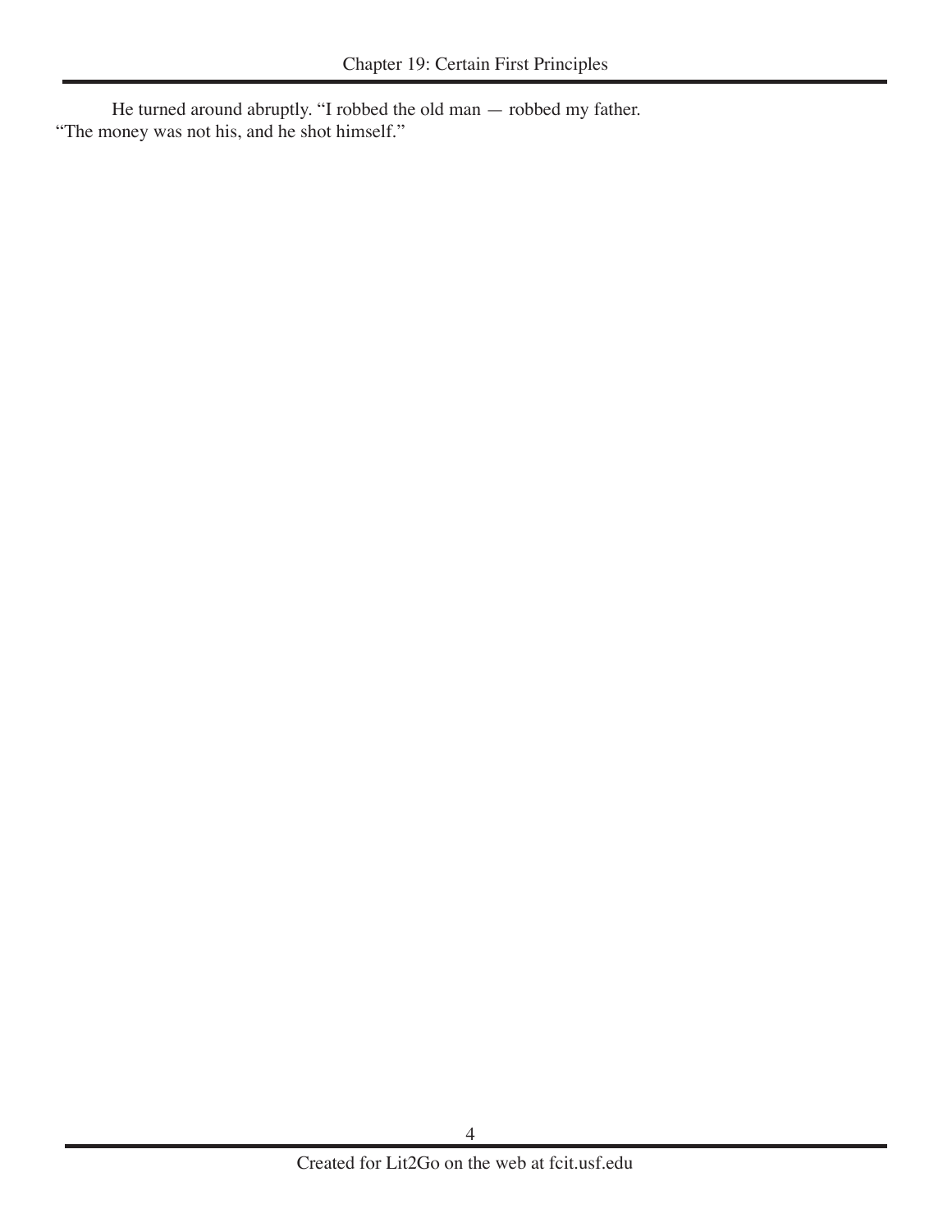He turned around abruptly. “I robbed the old man — robbed my father. “The money was not his, and he shot himself.”